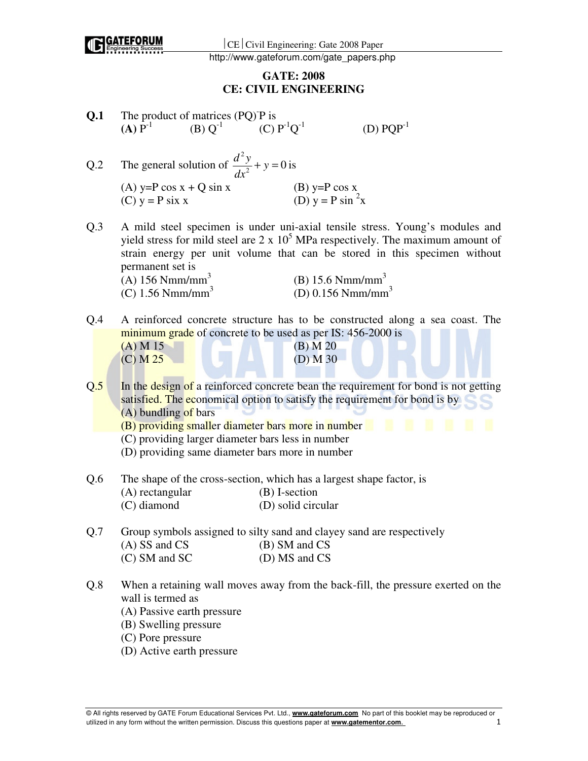# GATE: 2008
## CE: CIVIL ENGINEERING

**Q.1** The product of matrices $(PQ)^{-}P$ is

**(A)** $P^{-1}$ (B) $Q^{-1}$ (C) $P^{-1}Q^{-1}$ (D) $PQP^{-1}$

Q.2 The general solution of $\frac{d^2y}{dx^2} + y = 0$ is

(A) y=P cos x + Q sin x (B) y=P cos x

(C) y = P six x (D) y = P sin $^2$x

Q.3 A mild steel specimen is under uni-axial tensile stress. Young's modules and yield stress for mild steel are 2 x $10^5$ MPa respectively. The maximum amount of strain energy per unit volume that can be stored in this specimen without permanent set is

(A) 156 Nmm/mm$^3$ (B) 15.6 Nmm/mm$^3$

(C) 1.56 Nmm/mm$^3$ (D) 0.156 Nmm/mm$^3$

Q.4 A reinforced concrete structure has to be constructed along a sea coast. The minimum grade of concrete to be used as per IS: 456-2000 is

(A) M 15 (B) M 20

(C) M 25 (D) M 30

Q.5 In the design of a reinforced concrete bean the requirement for bond is not getting satisfied. The economical option to satisfy the requirement for bond is by

(A) bundling of bars

(B) providing smaller diameter bars more in number

(C) providing larger diameter bars less in number

(D) providing same diameter bars more in number

Q.6 The shape of the cross-section, which has a largest shape factor, is

(A) rectangular (B) I-section

(C) diamond (D) solid circular

Q.7 Group symbols assigned to silty sand and clayey sand are respectively

(A) SS and CS (B) SM and CS

(C) SM and SC (D) MS and CS

Q.8 When a retaining wall moves away from the back-fill, the pressure exerted on the wall is termed as

(A) Passive earth pressure

(B) Swelling pressure

(C) Pore pressure

(D) Active earth pressure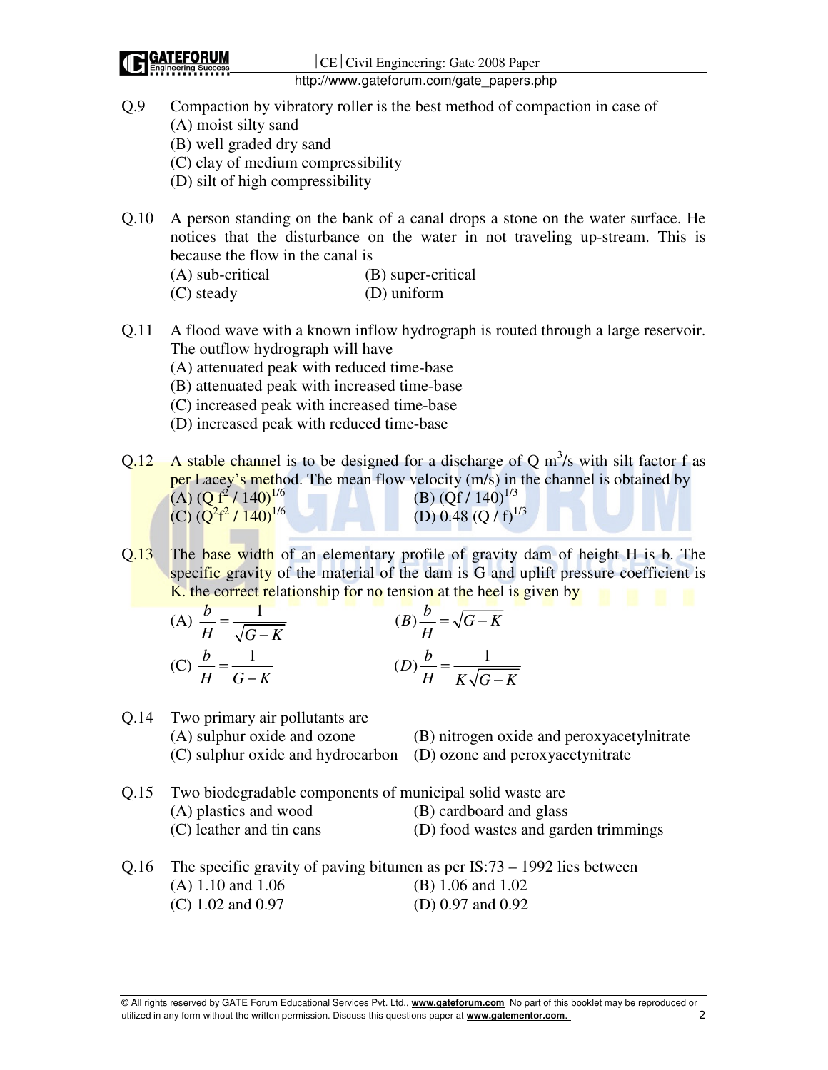Q.9 Compaction by vibratory roller is the best method of compaction in case of

(A) moist silty sand
(B) well graded dry sand
(C) clay of medium compressibility
(D) silt of high compressibility

Q.10 A person standing on the bank of a canal drops a stone on the water surface. He notices that the disturbance on the water in not traveling up-stream. This is because the flow in the canal is

(A) sub-critical (B) super-critical
(C) steady (D) uniform

Q.11 A flood wave with a known inflow hydrograph is routed through a large reservoir. The outflow hydrograph will have

(A) attenuated peak with reduced time-base
(B) attenuated peak with increased time-base
(C) increased peak with increased time-base
(D) increased peak with reduced time-base

Q.12 A stable channel is to be designed for a discharge of Q $m^3/s$ with silt factor f as per Lacey's method. The mean flow velocity (m/s) in the channel is obtained by

(A) $(Q f^2 / 140)^{1/6}$ (B) $(Qf / 140)^{1/3}$
(C) $(Q^2 f^2 / 140)^{1/6}$ (D) $0.48 (Q / f)^{1/3}$

Q.13 The base width of an elementary profile of gravity dam of height H is b. The specific gravity of the material of the dam is G and uplift pressure coefficient is K. the correct relationship for no tension at the heel is given by

(A) $\dfrac{b}{H} = \dfrac{1}{\sqrt{G-K}}$ (B) $\dfrac{b}{H} = \sqrt{G-K}$

(C) $\dfrac{b}{H} = \dfrac{1}{G-K}$ (D) $\dfrac{b}{H} = \dfrac{1}{K\sqrt{G-K}}$

Q.14 Two primary air pollutants are

(A) sulphur oxide and ozone (B) nitrogen oxide and peroxyacetylnitrate
(C) sulphur oxide and hydrocarbon (D) ozone and peroxyacetynitrate

Q.15 Two biodegradable components of municipal solid waste are

(A) plastics and wood (B) cardboard and glass
(C) leather and tin cans (D) food wastes and garden trimmings

Q.16 The specific gravity of paving bitumen as per IS:73 – 1992 lies between

(A) 1.10 and 1.06 (B) 1.06 and 1.02
(C) 1.02 and 0.97 (D) 0.97 and 0.92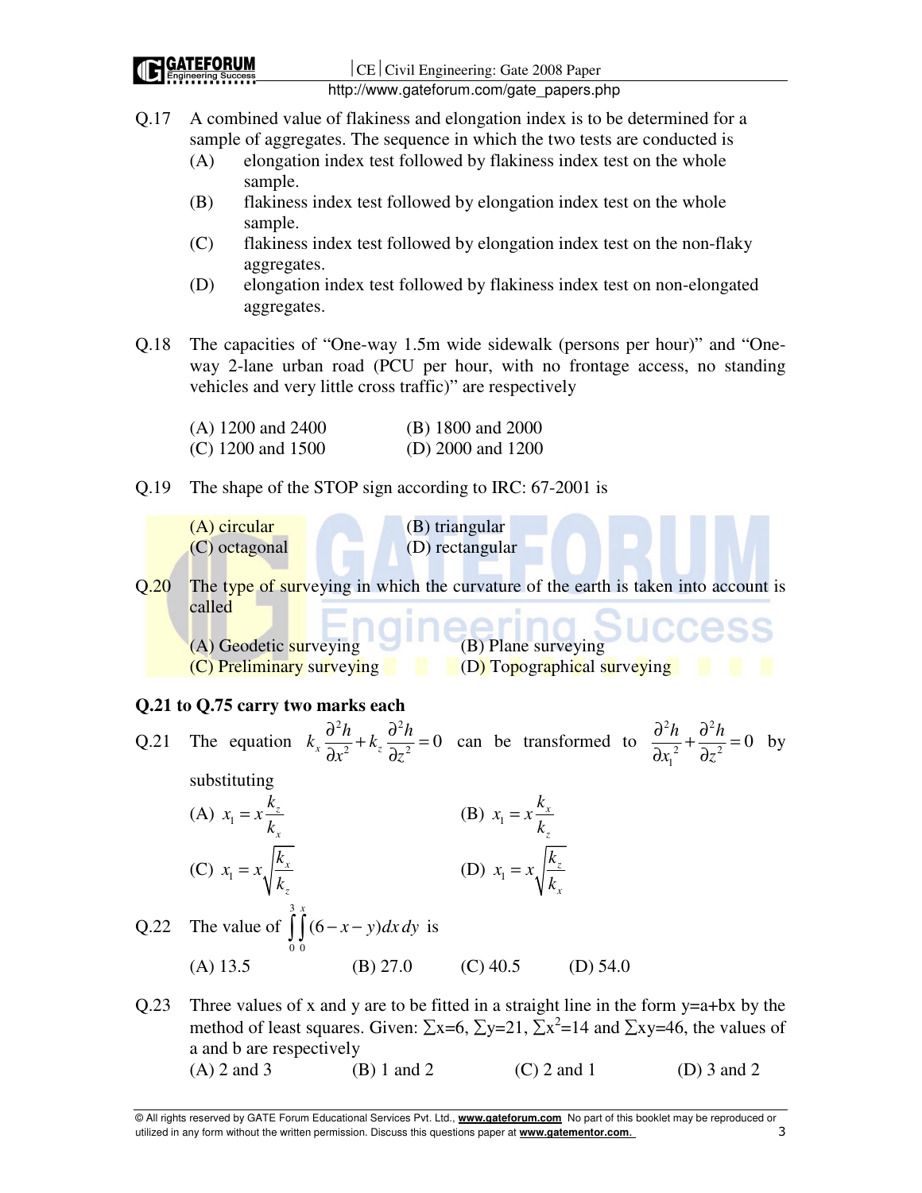Q.17 A combined value of flakiness and elongation index is to be determined for a sample of aggregates. The sequence in which the two tests are conducted is

(A) elongation index test followed by flakiness index test on the whole sample.

(B) flakiness index test followed by elongation index test on the whole sample.

(C) flakiness index test followed by elongation index test on the non-flaky aggregates.

(D) elongation index test followed by flakiness index test on non-elongated aggregates.

Q.18 The capacities of "One-way 1.5m wide sidewalk (persons per hour)" and "One-way 2-lane urban road (PCU per hour, with no frontage access, no standing vehicles and very little cross traffic)" are respectively

(A) 1200 and 2400 (B) 1800 and 2000
(C) 1200 and 1500 (D) 2000 and 1200

Q.19 The shape of the STOP sign according to IRC: 67-2001 is

(A) circular (B) triangular
(C) octagonal (D) rectangular

Q.20 The type of surveying in which the curvature of the earth is taken into account is called

(A) Geodetic surveying (B) Plane surveying
(C) Preliminary surveying (D) Topographical surveying

**Q.21 to Q.75 carry two marks each**

Q.21 The equation $k_x \frac{\partial^2 h}{\partial x^2} + k_z \frac{\partial^2 h}{\partial z^2} = 0$ can be transformed to $\frac{\partial^2 h}{\partial x_1^2} + \frac{\partial^2 h}{\partial z^2} = 0$ by substituting

(A) $x_1 = x\frac{k_z}{k_x}$ (B) $x_1 = x\frac{k_x}{k_z}$

(C) $x_1 = x\sqrt{\frac{k_x}{k_z}}$ (D) $x_1 = x\sqrt{\frac{k_z}{k_x}}$

Q.22 The value of $\int_0^3 \int_0^x (6 - x - y)\,dx\,dy$ is

(A) 13.5 (B) 27.0 (C) 40.5 (D) 54.0

Q.23 Three values of x and y are to be fitted in a straight line in the form y=a+bx by the method of least squares. Given: $\sum x=6$, $\sum y=21$, $\sum x^2=14$ and $\sum xy=46$, the values of a and b are respectively

(A) 2 and 3 (B) 1 and 2 (C) 2 and 1 (D) 3 and 2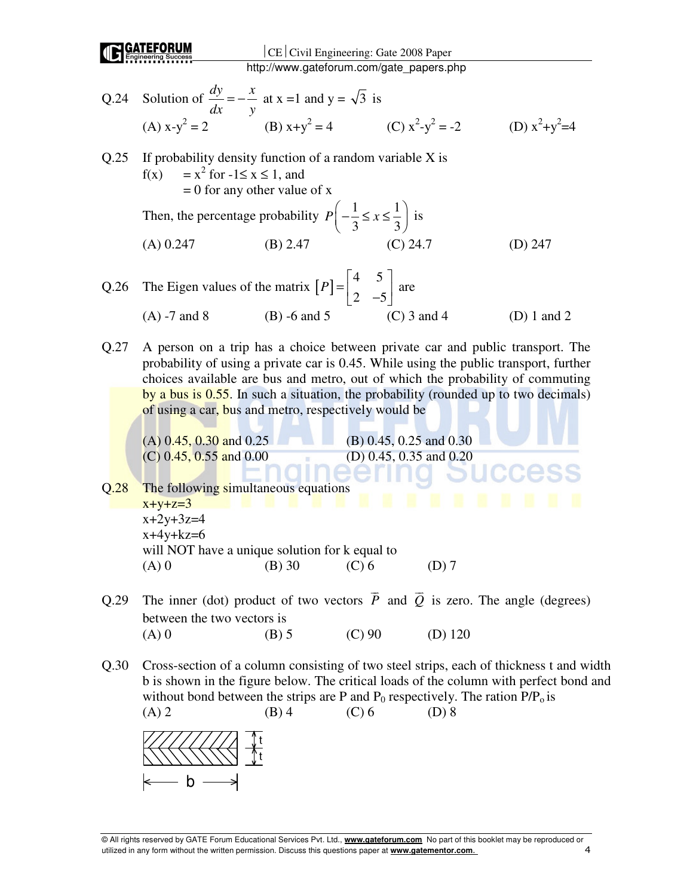Q.24 Solution of $\frac{dy}{dx} = -\frac{x}{y}$ at x =1 and y = $\sqrt{3}$ is

(A) $x-y^2 = 2$ (B) $x+y^2 = 4$ (C) $x^2-y^2 = -2$ (D) $x^2+y^2=4$

Q.25 If probability density function of a random variable X is

f(x) = $x^2$ for $-1 \le x \le 1$, and

= 0 for any other value of x

Then, the percentage probability $P\left(-\frac{1}{3} \le x \le \frac{1}{3}\right)$ is

(A) 0.247 (B) 2.47 (C) 24.7 (D) 247

Q.26 The Eigen values of the matrix $[P] = \begin{bmatrix} 4 & 5 \\ 2 & -5 \end{bmatrix}$ are

(A) -7 and 8 (B) -6 and 5 (C) 3 and 4 (D) 1 and 2

Q.27 A person on a trip has a choice between private car and public transport. The probability of using a private car is 0.45. While using the public transport, further choices available are bus and metro, out of which the probability of commuting by a bus is 0.55. In such a situation, the probability (rounded up to two decimals) of using a car, bus and metro, respectively would be

(A) 0.45, 0.30 and 0.25 (B) 0.45, 0.25 and 0.30
(C) 0.45, 0.55 and 0.00 (D) 0.45, 0.35 and 0.20

Q.28 The following simultaneous equations

x+y+z=3

x+2y+3z=4

x+4y+kz=6

will NOT have a unique solution for k equal to

(A) 0 (B) 30 (C) 6 (D) 7

Q.29 The inner (dot) product of two vectors $\vec{P}$ and $\vec{Q}$ is zero. The angle (degrees) between the two vectors is

(A) 0 (B) 5 (C) 90 (D) 120

Q.30 Cross-section of a column consisting of two steel strips, each of thickness t and width b is shown in the figure below. The critical loads of the column with perfect bond and without bond between the strips are P and $P_0$ respectively. The ration $P/P_o$ is

(A) 2 (B) 4 (C) 6 (D) 8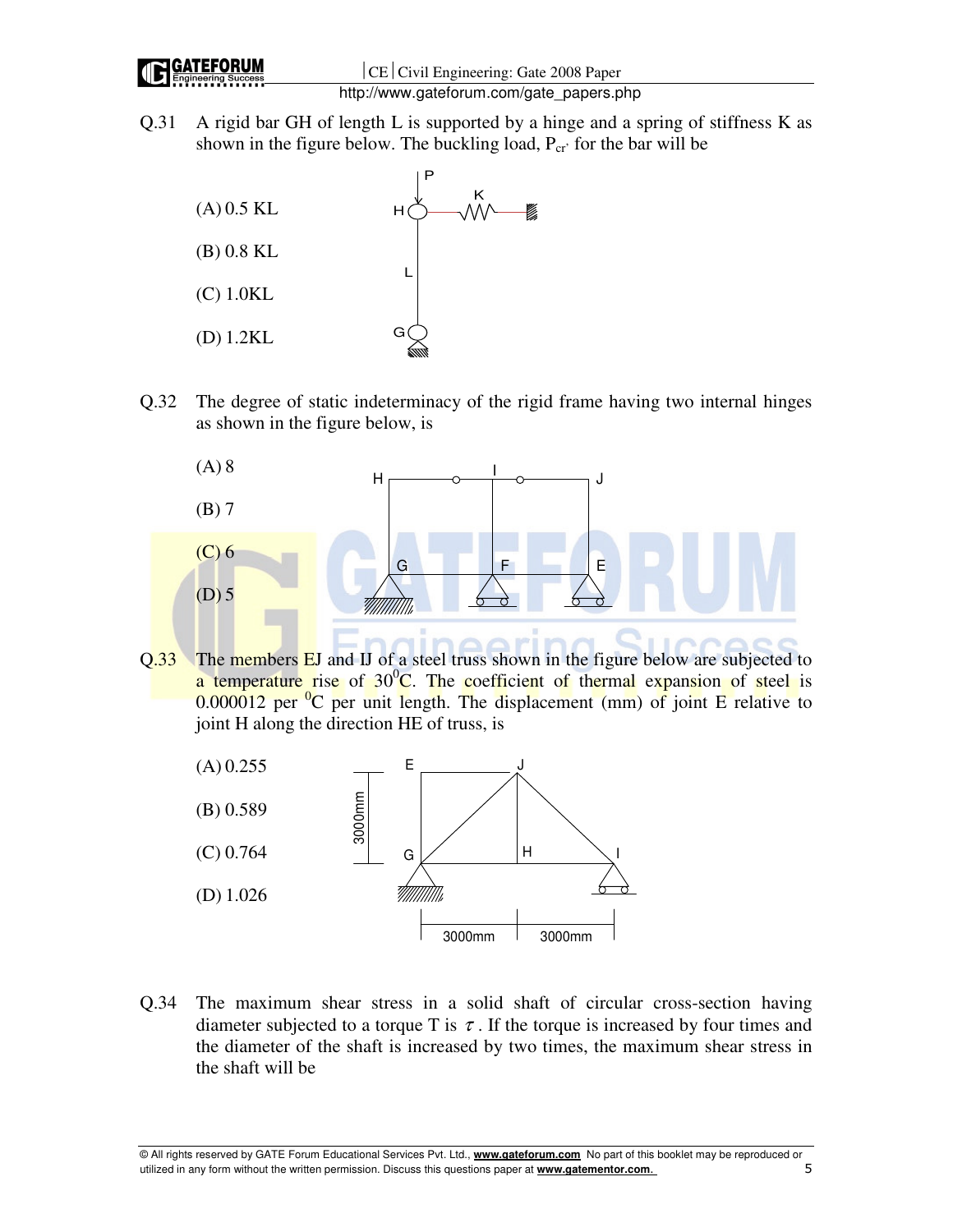Q.31 A rigid bar GH of length L is supported by a hinge and a spring of stiffness K as shown in the figure below. The buckling load, $P_{cr}$, for the bar will be

(A) 0.5 KL

(B) 0.8 KL

(C) 1.0KL

(D) 1.2KL

Q.32 The degree of static indeterminacy of the rigid frame having two internal hinges as shown in the figure below, is

(A) 8

(B) 7

(C) 6

(D) 5

Q.33 The members EJ and IJ of a steel truss shown in the figure below are subjected to a temperature rise of $30^0$C. The coefficient of thermal expansion of steel is 0.000012 per $^0$C per unit length. The displacement (mm) of joint E relative to joint H along the direction HE of truss, is

(A) 0.255

(B) 0.589

(C) 0.764

(D) 1.026

Q.34 The maximum shear stress in a solid shaft of circular cross-section having diameter subjected to a torque T is $\tau$. If the torque is increased by four times and the diameter of the shaft is increased by two times, the maximum shear stress in the shaft will be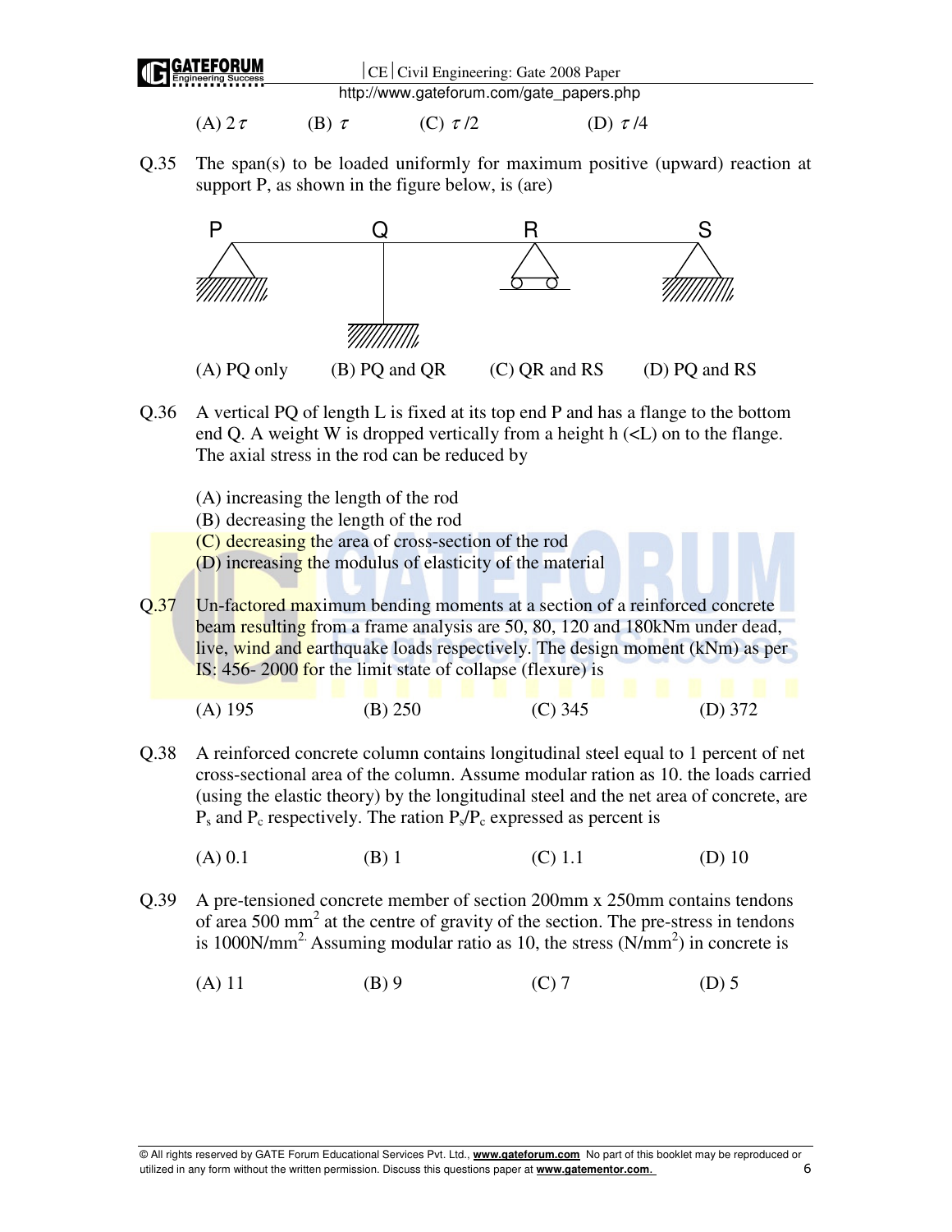(A) $2\tau$ (B) $\tau$ (C) $\tau/2$ (D) $\tau/4$

Q.35 The span(s) to be loaded uniformly for maximum positive (upward) reaction at support P, as shown in the figure below, is (are)

(A) PQ only (B) PQ and QR (C) QR and RS (D) PQ and RS

Q.36 A vertical PQ of length L is fixed at its top end P and has a flange to the bottom end Q. A weight W is dropped vertically from a height h (<L) on to the flange. The axial stress in the rod can be reduced by

(A) increasing the length of the rod
(B) decreasing the length of the rod
(C) decreasing the area of cross-section of the rod
(D) increasing the modulus of elasticity of the material

Q.37 Un-factored maximum bending moments at a section of a reinforced concrete beam resulting from a frame analysis are 50, 80, 120 and 180kNm under dead, live, wind and earthquake loads respectively. The design moment (kNm) as per IS: 456- 2000 for the limit state of collapse (flexure) is

(A) 195 (B) 250 (C) 345 (D) 372

Q.38 A reinforced concrete column contains longitudinal steel equal to 1 percent of net cross-sectional area of the column. Assume modular ration as 10. the loads carried (using the elastic theory) by the longitudinal steel and the net area of concrete, are $P_s$ and $P_c$ respectively. The ration $P_s/P_c$ expressed as percent is

(A) 0.1 (B) 1 (C) 1.1 (D) 10

Q.39 A pre-tensioned concrete member of section 200mm x 250mm contains tendons of area 500 $mm^2$ at the centre of gravity of the section. The pre-stress in tendons is 1000N/$mm^2$. Assuming modular ratio as 10, the stress (N/$mm^2$) in concrete is

(A) 11 (B) 9 (C) 7 (D) 5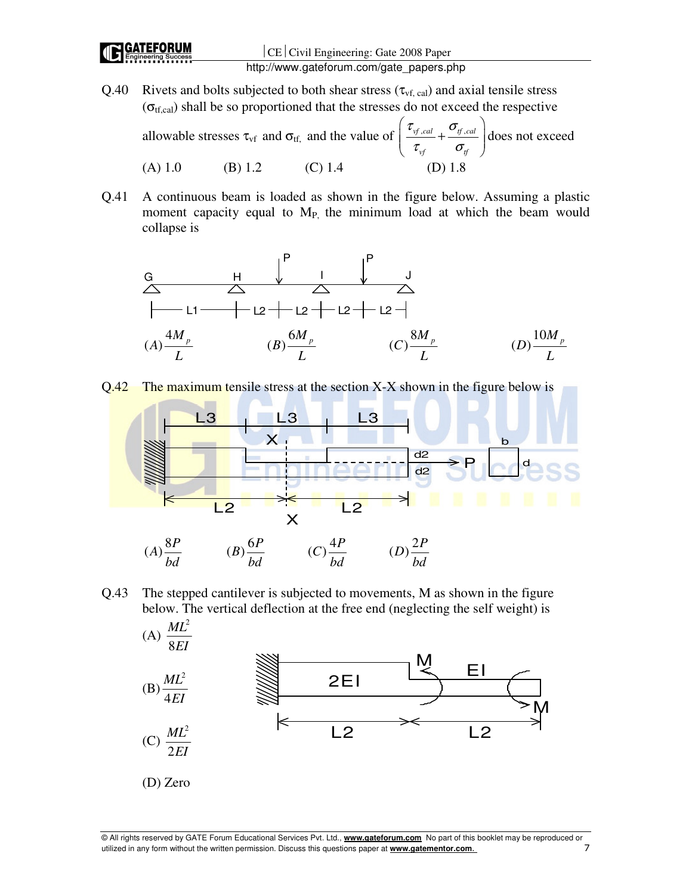Q.40 Rivets and bolts subjected to both shear stress ($\tau_{vf,\,cal}$) and axial tensile stress ($\sigma_{tf,cal}$) shall be so proportioned that the stresses do not exceed the respective allowable stresses $\tau_{vf}$ and $\sigma_{tf,}$ and the value of $\left(\frac{\tau_{vf,cal}}{\tau_{vf}} + \frac{\sigma_{tf,cal}}{\sigma_{tf}}\right)$ does not exceed

(A) 1.0 (B) 1.2 (C) 1.4 (D) 1.8

Q.41 A continuous beam is loaded as shown in the figure below. Assuming a plastic moment capacity equal to $M_{P,}$ the minimum load at which the beam would collapse is

(A) $\frac{4M_p}{L}$ (B) $\frac{6M_p}{L}$ (C) $\frac{8M_p}{L}$ (D) $\frac{10M_p}{L}$

Q.42 The maximum tensile stress at the section X-X shown in the figure below is

(A) $\frac{8P}{bd}$ (B) $\frac{6P}{bd}$ (C) $\frac{4P}{bd}$ (D) $\frac{2P}{bd}$

Q.43 The stepped cantilever is subjected to movements, M as shown in the figure below. The vertical deflection at the free end (neglecting the self weight) is

(A) $\frac{ML^2}{8EI}$

(B) $\frac{ML^2}{4EI}$

(C) $\frac{ML^2}{2EI}$

(D) Zero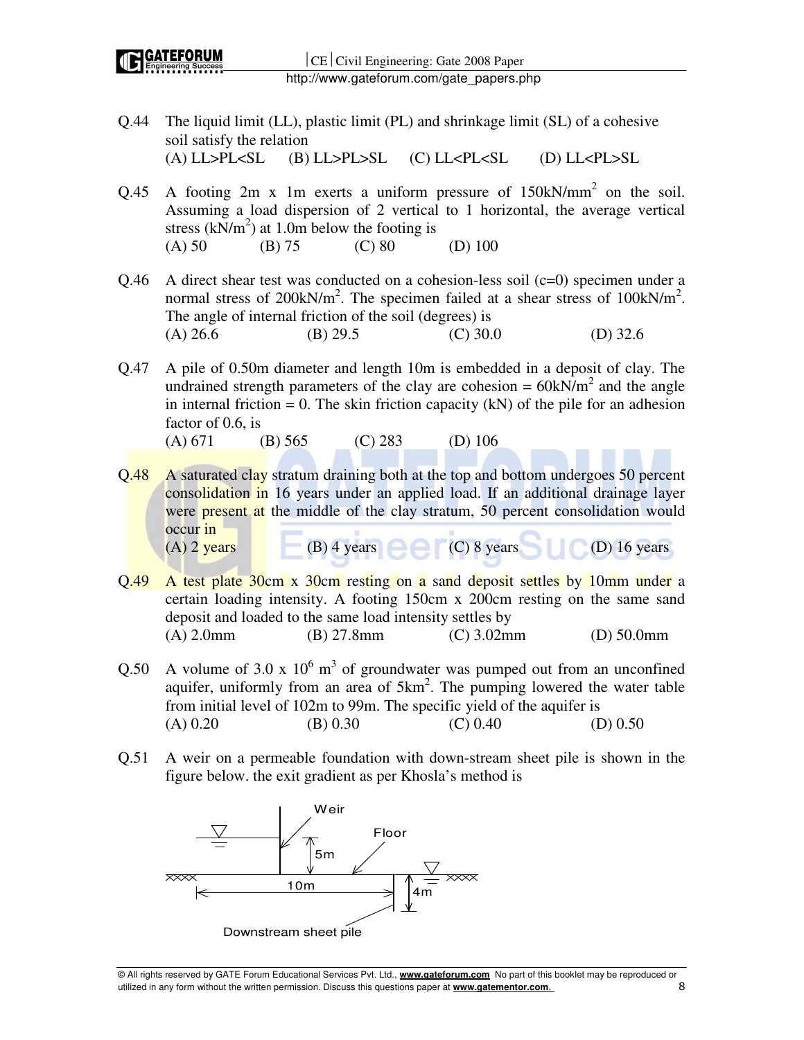Q.44 The liquid limit (LL), plastic limit (PL) and shrinkage limit (SL) of a cohesive soil satisfy the relation

(A) LL>PL<SL (B) LL>PL>SL (C) LL<PL<SL (D) LL<PL>SL

Q.45 A footing 2m x 1m exerts a uniform pressure of $150kN/mm^2$ on the soil. Assuming a load dispersion of 2 vertical to 1 horizontal, the average vertical stress ($kN/m^2$) at 1.0m below the footing is

(A) 50 (B) 75 (C) 80 (D) 100

Q.46 A direct shear test was conducted on a cohesion-less soil (c=0) specimen under a normal stress of $200kN/m^2$. The specimen failed at a shear stress of $100kN/m^2$. The angle of internal friction of the soil (degrees) is

(A) 26.6 (B) 29.5 (C) 30.0 (D) 32.6

Q.47 A pile of 0.50m diameter and length 10m is embedded in a deposit of clay. The undrained strength parameters of the clay are cohesion = $60kN/m^2$ and the angle in internal friction = 0. The skin friction capacity (kN) of the pile for an adhesion factor of 0.6, is

(A) 671 (B) 565 (C) 283 (D) 106

Q.48 A saturated clay stratum draining both at the top and bottom undergoes 50 percent consolidation in 16 years under an applied load. If an additional drainage layer were present at the middle of the clay stratum, 50 percent consolidation would occur in

(A) 2 years (B) 4 years (C) 8 years (D) 16 years

Q.49 A test plate 30cm x 30cm resting on a sand deposit settles by 10mm under a certain loading intensity. A footing 150cm x 200cm resting on the same sand deposit and loaded to the same load intensity settles by

(A) 2.0mm (B) 27.8mm (C) 3.02mm (D) 50.0mm

Q.50 A volume of $3.0 \times 10^6$ $m^3$ of groundwater was pumped out from an unconfined aquifer, uniformly from an area of $5km^2$. The pumping lowered the water table from initial level of 102m to 99m. The specific yield of the aquifer is

(A) 0.20 (B) 0.30 (C) 0.40 (D) 0.50

Q.51 A weir on a permeable foundation with down-stream sheet pile is shown in the figure below. the exit gradient as per Khosla's method is

Weir

Floor

5m

10m

4m

Downstream sheet pile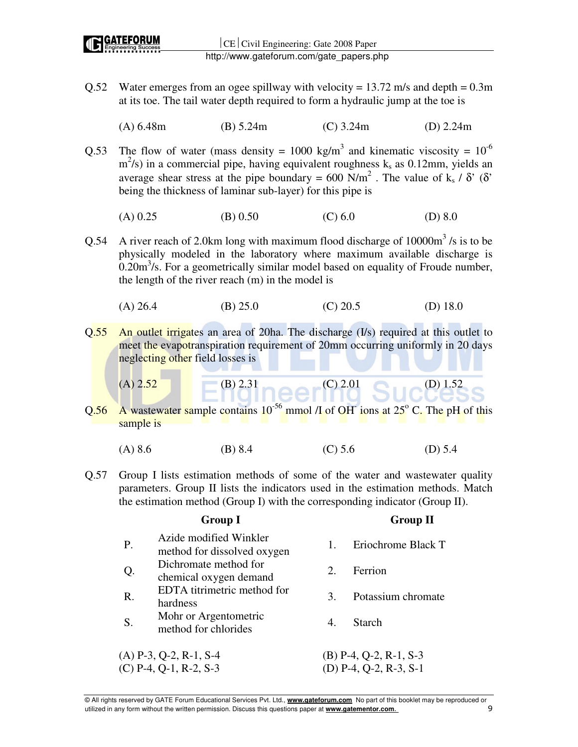Q.52 Water emerges from an ogee spillway with velocity = 13.72 m/s and depth = 0.3m at its toe. The tail water depth required to form a hydraulic jump at the toe is

(A) 6.48m (B) 5.24m (C) 3.24m (D) 2.24m

Q.53 The flow of water (mass density = 1000 kg/m$^3$ and kinematic viscosity = $10^{-6}$ m$^2$/s) in a commercial pipe, having equivalent roughness $k_s$ as 0.12mm, yields an average shear stress at the pipe boundary = 600 N/m$^2$ . The value of $k_s$ / δ' (δ' being the thickness of laminar sub-layer) for this pipe is

(A) 0.25 (B) 0.50 (C) 6.0 (D) 8.0

Q.54 A river reach of 2.0km long with maximum flood discharge of 10000m$^3$ /s is to be physically modeled in the laboratory where maximum available discharge is 0.20m$^3$/s. For a geometrically similar model based on equality of Froude number, the length of the river reach (m) in the model is

(A) 26.4 (B) 25.0 (C) 20.5 (D) 18.0

Q.55 An outlet irrigates an area of 20ha. The discharge (l/s) required at this outlet to meet the evapotranspiration requirement of 20mm occurring uniformly in 20 days neglecting other field losses is

(A) 2.52 (B) 2.31 (C) 2.01 (D) 1.52

Q.56 A wastewater sample contains $10^{-5.6}$ mmol /l of $OH^-$ ions at 25$^o$ C. The pH of this sample is

(A) 8.6 (B) 8.4 (C) 5.6 (D) 5.4

Q.57 Group I lists estimation methods of some of the water and wastewater quality parameters. Group II lists the indicators used in the estimation methods. Match the estimation method (Group I) with the corresponding indicator (Group II).

| | Group I | | Group II |
|---|---|---|---|
| P. | Azide modified Winkler method for dissolved oxygen | 1. | Eriochrome Black T |
| Q. | Dichromate method for chemical oxygen demand | 2. | Ferrion |
| R. | EDTA titrimetric method for hardness | 3. | Potassium chromate |
| S. | Mohr or Argentometric method for chlorides | 4. | Starch |

(A) P-3, Q-2, R-1, S-4
(B) P-4, Q-2, R-1, S-3
(C) P-4, Q-1, R-2, S-3
(D) P-4, Q-2, R-3, S-1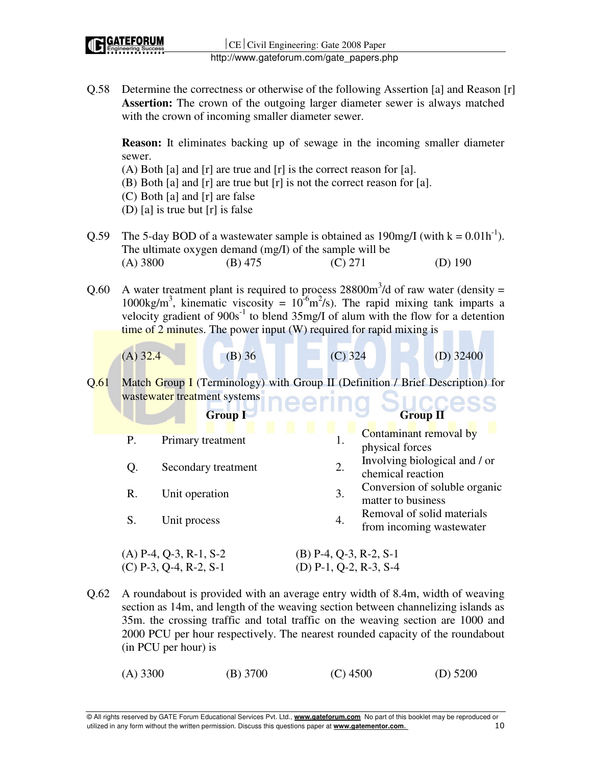Q.58 Determine the correctness or otherwise of the following Assertion [a] and Reason [r]

**Assertion:** The crown of the outgoing larger diameter sewer is always matched with the crown of incoming smaller diameter sewer.

**Reason:** It eliminates backing up of sewage in the incoming smaller diameter sewer.

(A) Both [a] and [r] are true and [r] is the correct reason for [a].
(B) Both [a] and [r] are true but [r] is not the correct reason for [a].
(C) Both [a] and [r] are false
(D) [a] is true but [r] is false

Q.59 The 5-day BOD of a wastewater sample is obtained as 190mg/l (with $k = 0.01h^{-1}$). The ultimate oxygen demand (mg/l) of the sample will be

(A) 3800 (B) 475 (C) 271 (D) 190

Q.60 A water treatment plant is required to process $28800m^3/d$ of raw water (density = $1000kg/m^3$, kinematic viscosity = $10^{-6}m^2/s$). The rapid mixing tank imparts a velocity gradient of $900s^{-1}$ to blend 35mg/l of alum with the flow for a detention time of 2 minutes. The power input (W) required for rapid mixing is

(A) 32.4 (B) 36 (C) 324 (D) 32400

Q.61 Match Group I (Terminology) with Group II (Definition / Brief Description) for wastewater treatment systems

| | Group I | | Group II |
|---|---|---|---|
| P. | Primary treatment | 1. | Contaminant removal by physical forces |
| Q. | Secondary treatment | 2. | Involving biological and / or chemical reaction |
| R. | Unit operation | 3. | Conversion of soluble organic matter to business |
| S. | Unit process | 4. | Removal of solid materials from incoming wastewater |

(A) P-4, Q-3, R-1, S-2
(B) P-4, Q-3, R-2, S-1
(C) P-3, Q-4, R-2, S-1
(D) P-1, Q-2, R-3, S-4

Q.62 A roundabout is provided with an average entry width of 8.4m, width of weaving section as 14m, and length of the weaving section between channelizing islands as 35m. the crossing traffic and total traffic on the weaving section are 1000 and 2000 PCU per hour respectively. The nearest rounded capacity of the roundabout (in PCU per hour) is

(A) 3300 (B) 3700 (C) 4500 (D) 5200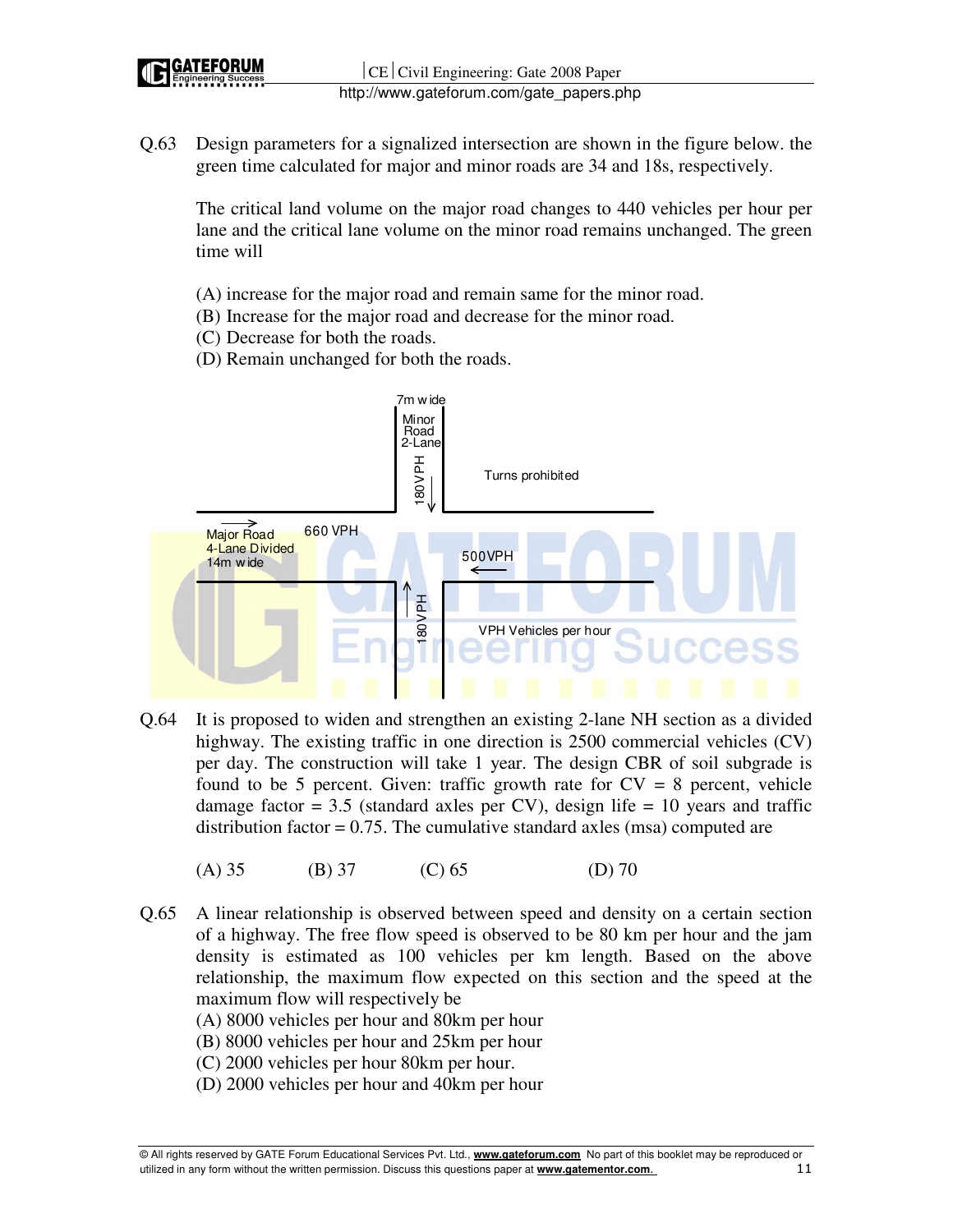Q.63 Design parameters for a signalized intersection are shown in the figure below. the green time calculated for major and minor roads are 34 and 18s, respectively.

The critical land volume on the major road changes to 440 vehicles per hour per lane and the critical lane volume on the minor road remains unchanged. The green time will

(A) increase for the major road and remain same for the minor road.
(B) Increase for the major road and decrease for the minor road.
(C) Decrease for both the roads.
(D) Remain unchanged for both the roads.

7m wide
Minor Road 2-Lane
180VPH
Turns prohibited
Major Road 4-Lane Divided 14m wide
660 VPH
500VPH
180VPH
VPH Vehicles per hour

Q.64 It is proposed to widen and strengthen an existing 2-lane NH section as a divided highway. The existing traffic in one direction is 2500 commercial vehicles (CV) per day. The construction will take 1 year. The design CBR of soil subgrade is found to be 5 percent. Given: traffic growth rate for CV = 8 percent, vehicle damage factor = 3.5 (standard axles per CV), design life = 10 years and traffic distribution factor = 0.75. The cumulative standard axles (msa) computed are

(A) 35 (B) 37 (C) 65 (D) 70

Q.65 A linear relationship is observed between speed and density on a certain section of a highway. The free flow speed is observed to be 80 km per hour and the jam density is estimated as 100 vehicles per km length. Based on the above relationship, the maximum flow expected on this section and the speed at the maximum flow will respectively be

(A) 8000 vehicles per hour and 80km per hour
(B) 8000 vehicles per hour and 25km per hour
(C) 2000 vehicles per hour 80km per hour.
(D) 2000 vehicles per hour and 40km per hour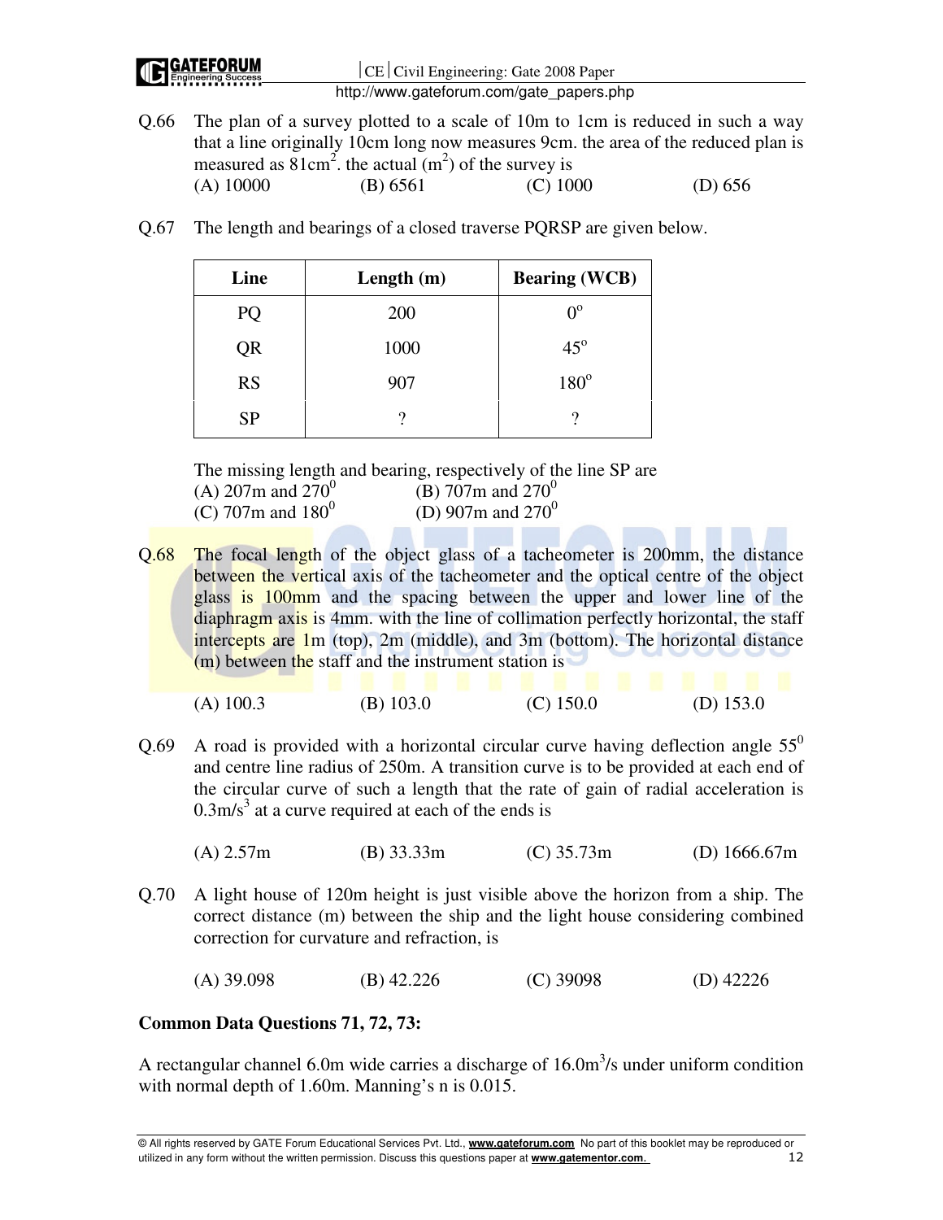Q.66 The plan of a survey plotted to a scale of 10m to 1cm is reduced in such a way that a line originally 10cm long now measures 9cm. the area of the reduced plan is measured as $81cm^2$. the actual ($m^2$) of the survey is

(A) 10000 (B) 6561 (C) 1000 (D) 656

Q.67 The length and bearings of a closed traverse PQRSP are given below.

| Line | Length (m) | Bearing (WCB) |
|---|---|---|
| PQ | 200 | $0^o$ |
| QR | 1000 | $45^o$ |
| RS | 907 | $180^o$ |
| SP | ? | ? |

The missing length and bearing, respectively of the line SP are

(A) 207m and $270^0$ (B) 707m and $270^0$

(C) 707m and $180^0$ (D) 907m and $270^0$

Q.68 The focal length of the object glass of a tacheometer is 200mm, the distance between the vertical axis of the tacheometer and the optical centre of the object glass is 100mm and the spacing between the upper and lower line of the diaphragm axis is 4mm. with the line of collimation perfectly horizontal, the staff intercepts are 1m (top), 2m (middle), and 3m (bottom). The horizontal distance (m) between the staff and the instrument station is

(A) 100.3 (B) 103.0 (C) 150.0 (D) 153.0

Q.69 A road is provided with a horizontal circular curve having deflection angle $55^0$ and centre line radius of 250m. A transition curve is to be provided at each end of the circular curve of such a length that the rate of gain of radial acceleration is $0.3m/s^3$ at a curve required at each of the ends is

(A) 2.57m (B) 33.33m (C) 35.73m (D) 1666.67m

Q.70 A light house of 120m height is just visible above the horizon from a ship. The correct distance (m) between the ship and the light house considering combined correction for curvature and refraction, is

(A) 39.098 (B) 42.226 (C) 39098 (D) 42226

**Common Data Questions 71, 72, 73:**

A rectangular channel 6.0m wide carries a discharge of $16.0m^3/s$ under uniform condition with normal depth of 1.60m. Manning's n is 0.015.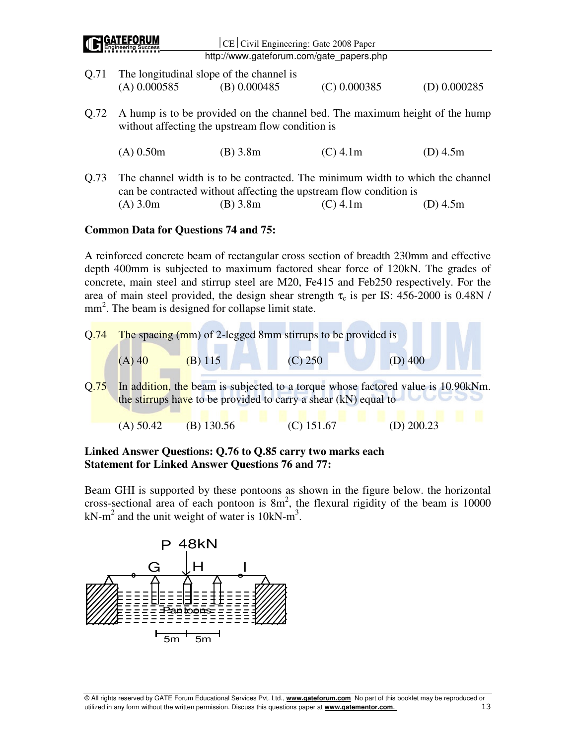Q.71 The longitudinal slope of the channel is

(A) 0.000585 (B) 0.000485 (C) 0.000385 (D) 0.000285

Q.72 A hump is to be provided on the channel bed. The maximum height of the hump without affecting the upstream flow condition is

(A) 0.50m (B) 3.8m (C) 4.1m (D) 4.5m

Q.73 The channel width is to be contracted. The minimum width to which the channel can be contracted without affecting the upstream flow condition is

(A) 3.0m (B) 3.8m (C) 4.1m (D) 4.5m

**Common Data for Questions 74 and 75:**

A reinforced concrete beam of rectangular cross section of breadth 230mm and effective depth 400mm is subjected to maximum factored shear force of 120kN. The grades of concrete, main steel and stirrup steel are M20, Fe415 and Feb250 respectively. For the area of main steel provided, the design shear strength $\tau_c$ is per IS: 456-2000 is 0.48N / mm$^2$. The beam is designed for collapse limit state.

Q.74 The spacing (mm) of 2-legged 8mm stirrups to be provided is

(A) 40 (B) 115 (C) 250 (D) 400

Q.75 In addition, the beam is subjected to a torque whose factored value is 10.90kNm. the stirrups have to be provided to carry a shear (kN) equal to

(A) 50.42 (B) 130.56 (C) 151.67 (D) 200.23

**Linked Answer Questions: Q.76 to Q.85 carry two marks each**
**Statement for Linked Answer Questions 76 and 77:**

Beam GHI is supported by these pontoons as shown in the figure below. the horizontal cross-sectional area of each pontoon is 8m$^2$, the flexural rigidity of the beam is 10000 kN-m$^2$ and the unit weight of water is 10kN-m$^3$.

P 48kN

G H I

Pantoons

5m 5m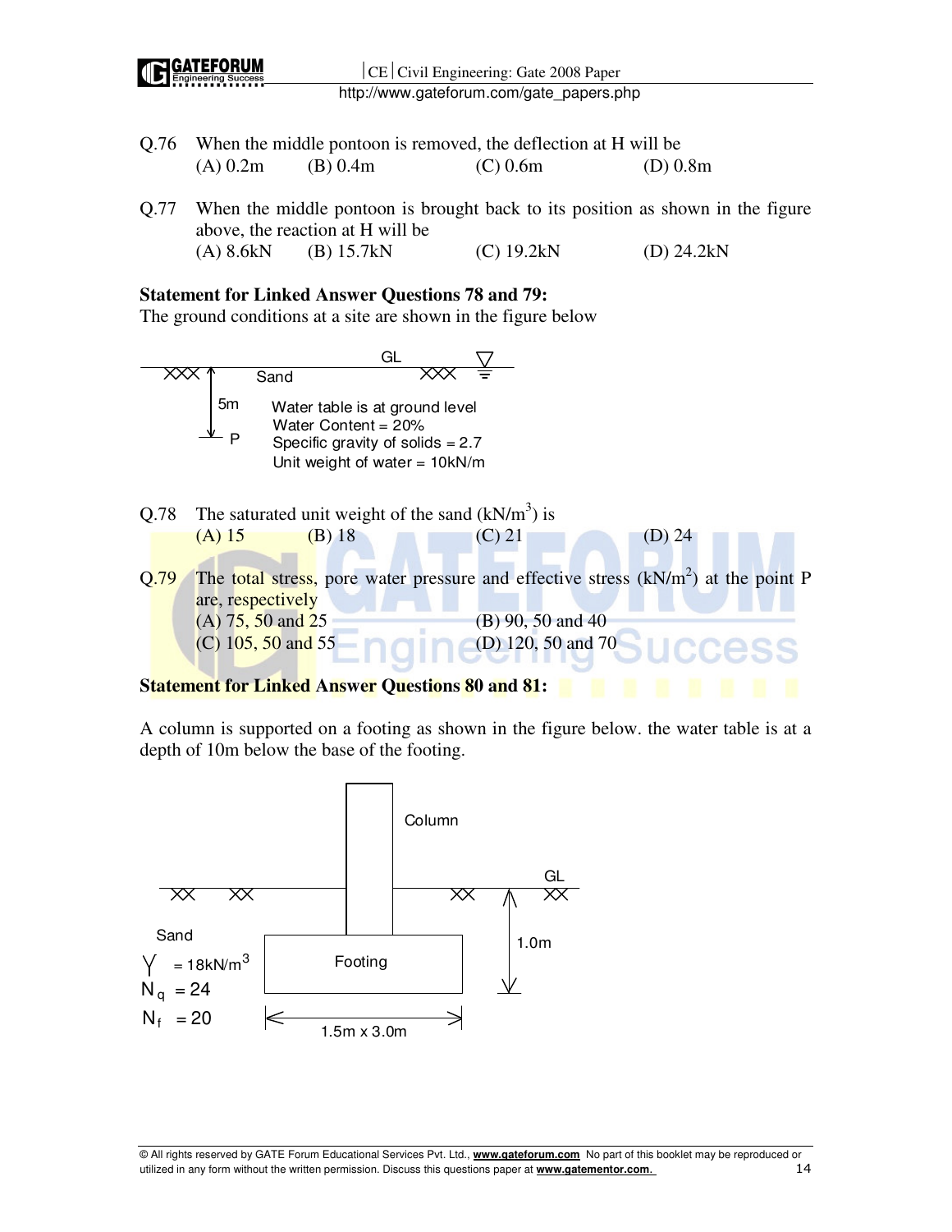Q.76 When the middle pontoon is removed, the deflection at H will be

(A) 0.2m (B) 0.4m (C) 0.6m (D) 0.8m

Q.77 When the middle pontoon is brought back to its position as shown in the figure above, the reaction at H will be

(A) 8.6kN (B) 15.7kN (C) 19.2kN (D) 24.2kN

**Statement for Linked Answer Questions 78 and 79:**

The ground conditions at a site are shown in the figure below

GL

Sand

5m

P

Water table is at ground level
Water Content = 20%
Specific gravity of solids = 2.7
Unit weight of water = 10kN/m

Q.78 The saturated unit weight of the sand ($kN/m^3$) is

(A) 15 (B) 18 (C) 21 (D) 24

Q.79 The total stress, pore water pressure and effective stress ($kN/m^2$) at the point P are, respectively

(A) 75, 50 and 25 (B) 90, 50 and 40

(C) 105, 50 and 55 (D) 120, 50 and 70

**Statement for Linked Answer Questions 80 and 81:**

A column is supported on a footing as shown in the figure below. the water table is at a depth of 10m below the base of the footing.

Column

GL

Sand

$\gamma = 18kN/m^3$

$N_q = 24$

$N_f = 20$

Footing

1.0m

1.5m x 3.0m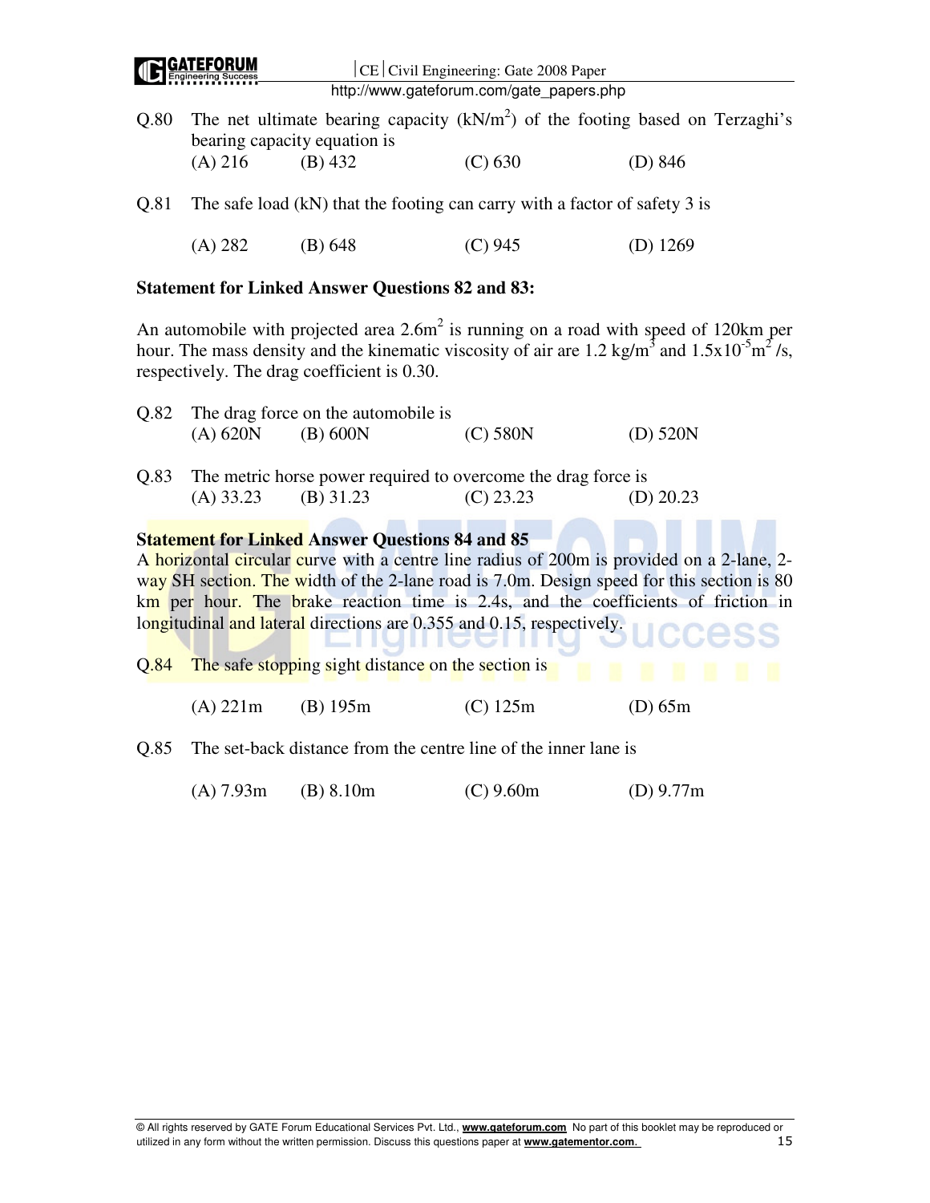Q.80 The net ultimate bearing capacity ($kN/m^2$) of the footing based on Terzaghi's bearing capacity equation is

(A) 216 (B) 432 (C) 630 (D) 846

Q.81 The safe load (kN) that the footing can carry with a factor of safety 3 is

(A) 282 (B) 648 (C) 945 (D) 1269

**Statement for Linked Answer Questions 82 and 83:**

An automobile with projected area $2.6m^2$ is running on a road with speed of 120km per hour. The mass density and the kinematic viscosity of air are $1.2\ kg/m^3$ and $1.5 \times 10^{-5} m^2/s$, respectively. The drag coefficient is 0.30.

Q.82 The drag force on the automobile is

(A) 620N (B) 600N (C) 580N (D) 520N

Q.83 The metric horse power required to overcome the drag force is

(A) 33.23 (B) 31.23 (C) 23.23 (D) 20.23

**Statement for Linked Answer Questions 84 and 85**

A horizontal circular curve with a centre line radius of 200m is provided on a 2-lane, 2-way SH section. The width of the 2-lane road is 7.0m. Design speed for this section is 80 km per hour. The brake reaction time is 2.4s, and the coefficients of friction in longitudinal and lateral directions are 0.355 and 0.15, respectively.

Q.84 The safe stopping sight distance on the section is

(A) 221m (B) 195m (C) 125m (D) 65m

Q.85 The set-back distance from the centre line of the inner lane is

(A) 7.93m (B) 8.10m (C) 9.60m (D) 9.77m